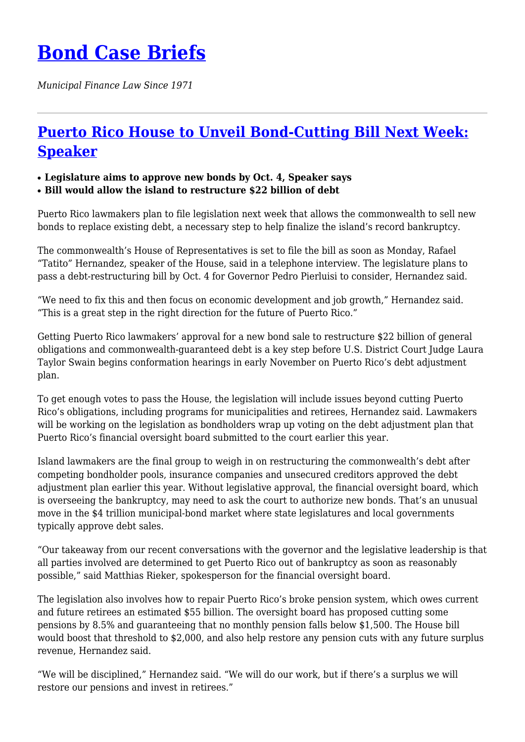# Bond Case Briefs

*Municipal Finance Law Since 1971*

---

## Puerto Rico House to Unveil Bond-Cutting Bill Next Week: Speaker

- **Legislature aims to approve new bonds by Oct. 4, Speaker says**
- **Bill would allow the island to restructure $22 billion of debt**

Puerto Rico lawmakers plan to file legislation next week that allows the commonwealth to sell new bonds to replace existing debt, a necessary step to help finalize the island's record bankruptcy.

The commonwealth's House of Representatives is set to file the bill as soon as Monday, Rafael "Tatito" Hernandez, speaker of the House, said in a telephone interview. The legislature plans to pass a debt-restructuring bill by Oct. 4 for Governor Pedro Pierluisi to consider, Hernandez said.

"We need to fix this and then focus on economic development and job growth," Hernandez said. "This is a great step in the right direction for the future of Puerto Rico."

Getting Puerto Rico lawmakers' approval for a new bond sale to restructure $22 billion of general obligations and commonwealth-guaranteed debt is a key step before U.S. District Court Judge Laura Taylor Swain begins conformation hearings in early November on Puerto Rico's debt adjustment plan.

To get enough votes to pass the House, the legislation will include issues beyond cutting Puerto Rico's obligations, including programs for municipalities and retirees, Hernandez said. Lawmakers will be working on the legislation as bondholders wrap up voting on the debt adjustment plan that Puerto Rico's financial oversight board submitted to the court earlier this year.

Island lawmakers are the final group to weigh in on restructuring the commonwealth's debt after competing bondholder pools, insurance companies and unsecured creditors approved the debt adjustment plan earlier this year. Without legislative approval, the financial oversight board, which is overseeing the bankruptcy, may need to ask the court to authorize new bonds. That's an unusual move in the $4 trillion municipal-bond market where state legislatures and local governments typically approve debt sales.

"Our takeaway from our recent conversations with the governor and the legislative leadership is that all parties involved are determined to get Puerto Rico out of bankruptcy as soon as reasonably possible," said Matthias Rieker, spokesperson for the financial oversight board.

The legislation also involves how to repair Puerto Rico's broke pension system, which owes current and future retirees an estimated $55 billion. The oversight board has proposed cutting some pensions by 8.5% and guaranteeing that no monthly pension falls below $1,500. The House bill would boost that threshold to $2,000, and also help restore any pension cuts with any future surplus revenue, Hernandez said.

"We will be disciplined," Hernandez said. "We will do our work, but if there's a surplus we will restore our pensions and invest in retirees."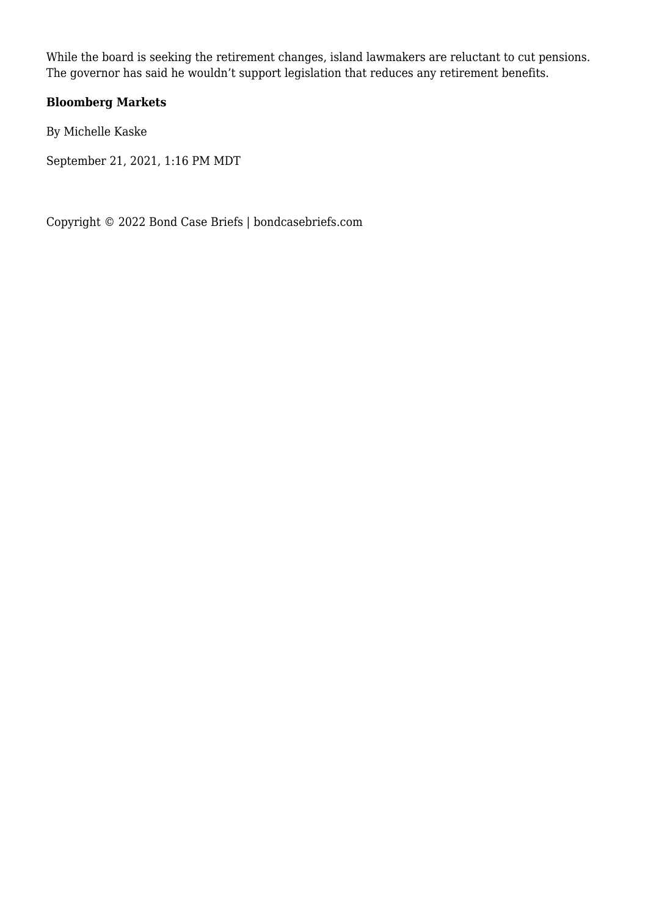While the board is seeking the retirement changes, island lawmakers are reluctant to cut pensions. The governor has said he wouldn't support legislation that reduces any retirement benefits.

**Bloomberg Markets**

By Michelle Kaske

September 21, 2021, 1:16 PM MDT